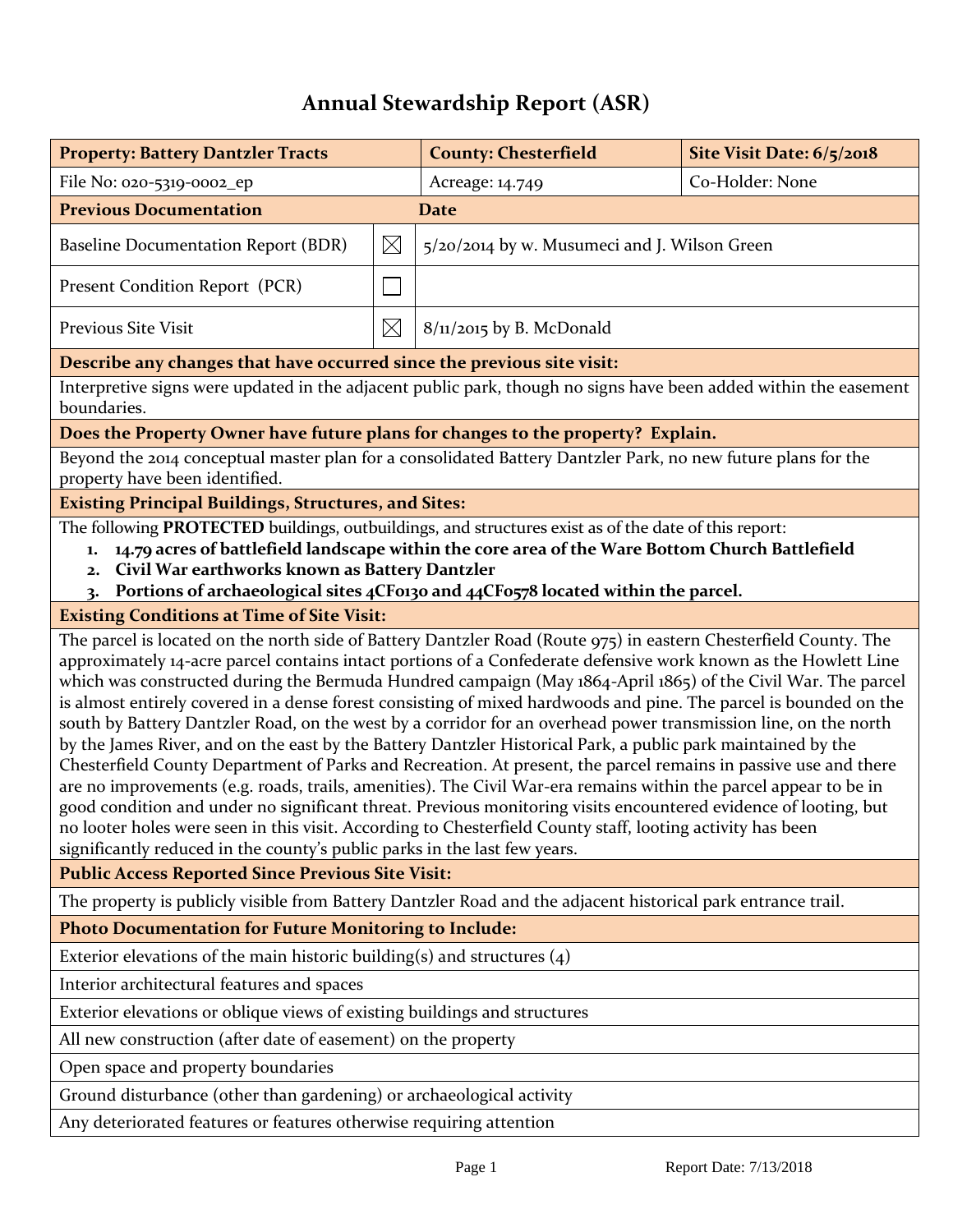# Annual Stewardship Report (ASR)

| **Property: Battery Dantzler Tracts** | **County: Chesterfield** | **Site Visit Date: 6/5/2018** |
|---|---|---|
| File No: 020-5319-0002_ep | Acreage: 14.749 | Co-Holder: None |

| **Previous Documentation** | | **Date** |
|---|---|---|
| Baseline Documentation Report (BDR) | ☒ | 5/20/2014 by w. Musumeci and J. Wilson Green |
| Present Condition Report (PCR) | ☐ | |
| Previous Site Visit | ☒ | 8/11/2015 by B. McDonald |

**Describe any changes that have occurred since the previous site visit:**

Interpretive signs were updated in the adjacent public park, though no signs have been added within the easement boundaries.

**Does the Property Owner have future plans for changes to the property? Explain.**

Beyond the 2014 conceptual master plan for a consolidated Battery Dantzler Park, no new future plans for the property have been identified.

**Existing Principal Buildings, Structures, and Sites:**

The following **PROTECTED** buildings, outbuildings, and structures exist as of the date of this report:

1. **14.79 acres of battlefield landscape within the core area of the Ware Bottom Church Battlefield**
2. **Civil War earthworks known as Battery Dantzler**
3. **Portions of archaeological sites 4CF0130 and 44CF0578 located within the parcel.**

**Existing Conditions at Time of Site Visit:**

The parcel is located on the north side of Battery Dantzler Road (Route 975) in eastern Chesterfield County. The approximately 14-acre parcel contains intact portions of a Confederate defensive work known as the Howlett Line which was constructed during the Bermuda Hundred campaign (May 1864-April 1865) of the Civil War. The parcel is almost entirely covered in a dense forest consisting of mixed hardwoods and pine. The parcel is bounded on the south by Battery Dantzler Road, on the west by a corridor for an overhead power transmission line, on the north by the James River, and on the east by the Battery Dantzler Historical Park, a public park maintained by the Chesterfield County Department of Parks and Recreation. At present, the parcel remains in passive use and there are no improvements (e.g. roads, trails, amenities). The Civil War-era remains within the parcel appear to be in good condition and under no significant threat. Previous monitoring visits encountered evidence of looting, but no looter holes were seen in this visit. According to Chesterfield County staff, looting activity has been significantly reduced in the county's public parks in the last few years.

**Public Access Reported Since Previous Site Visit:**

The property is publicly visible from Battery Dantzler Road and the adjacent historical park entrance trail.

**Photo Documentation for Future Monitoring to Include:**

- Exterior elevations of the main historic building(s) and structures (4)
- Interior architectural features and spaces
- Exterior elevations or oblique views of existing buildings and structures
- All new construction (after date of easement) on the property
- Open space and property boundaries
- Ground disturbance (other than gardening) or archaeological activity
- Any deteriorated features or features otherwise requiring attention

Report Date: 7/13/2018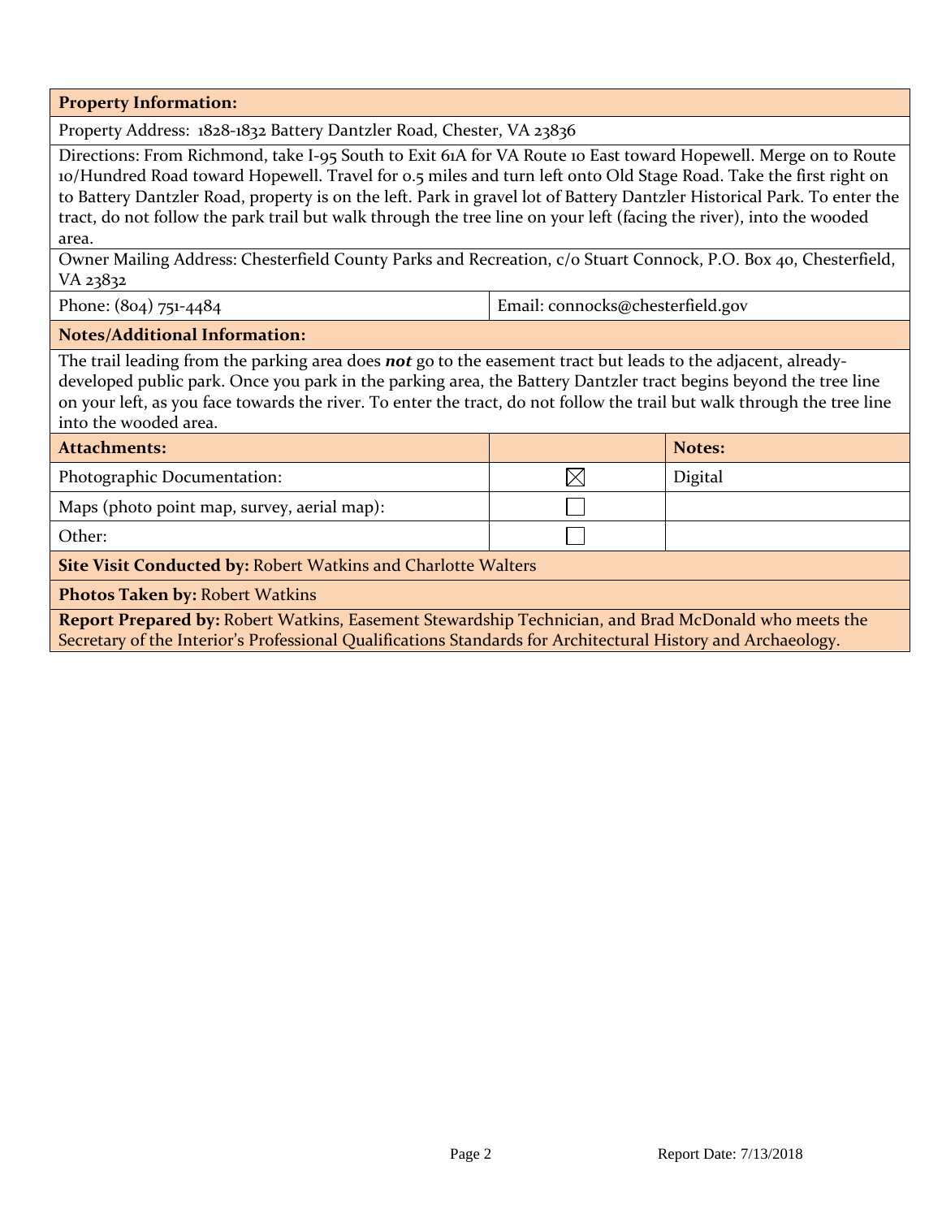**Property Information:**

Property Address: 1828-1832 Battery Dantzler Road, Chester, VA 23836

Directions: From Richmond, take I-95 South to Exit 61A for VA Route 10 East toward Hopewell. Merge on to Route 10/Hundred Road toward Hopewell. Travel for 0.5 miles and turn left onto Old Stage Road. Take the first right on to Battery Dantzler Road, property is on the left. Park in gravel lot of Battery Dantzler Historical Park. To enter the tract, do not follow the park trail but walk through the tree line on your left (facing the river), into the wooded area.

Owner Mailing Address: Chesterfield County Parks and Recreation, c/o Stuart Connock, P.O. Box 40, Chesterfield, VA 23832

| Phone: (804) 751-4484 | Email: connocks@chesterfield.gov |
|---|---|

**Notes/Additional Information:**

The trail leading from the parking area does ***not*** go to the easement tract but leads to the adjacent, already-developed public park. Once you park in the parking area, the Battery Dantzler tract begins beyond the tree line on your left, as you face towards the river. To enter the tract, do not follow the trail but walk through the tree line into the wooded area.

| **Attachments:** | | **Notes:** |
|---|---|---|
| Photographic Documentation: | ☒ | Digital |
| Maps (photo point map, survey, aerial map): | ☐ | |
| Other: | ☐ | |

**Site Visit Conducted by:** Robert Watkins and Charlotte Walters

**Photos Taken by:** Robert Watkins

**Report Prepared by:** Robert Watkins, Easement Stewardship Technician, and Brad McDonald who meets the Secretary of the Interior's Professional Qualifications Standards for Architectural History and Archaeology.

Report Date: 7/13/2018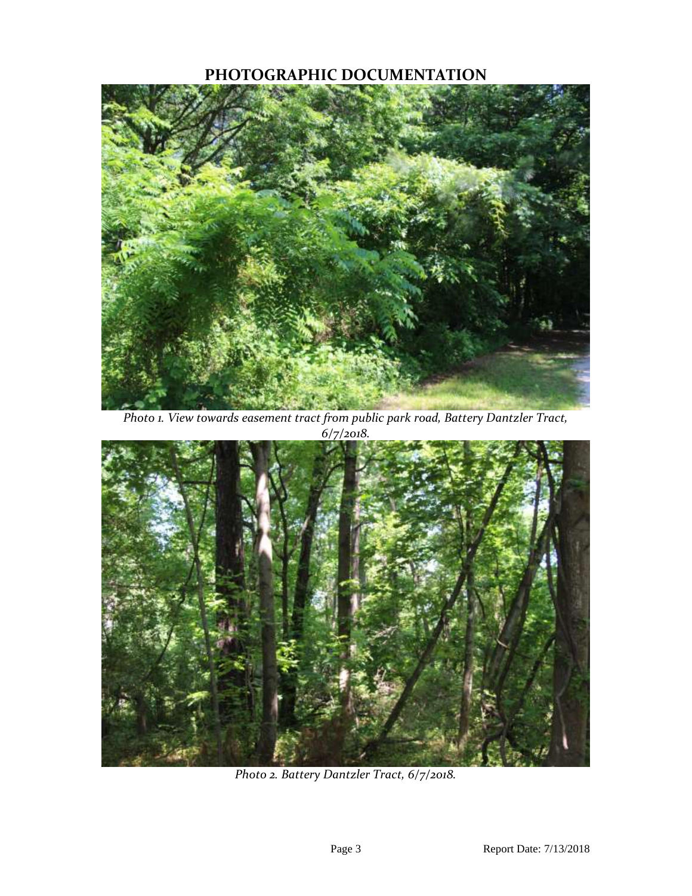# PHOTOGRAPHIC DOCUMENTATION

*Photo 1. View towards easement tract from public park road, Battery Dantzler Tract, 6/7/2018.*

*Photo 2. Battery Dantzler Tract, 6/7/2018.*

Report Date: 7/13/2018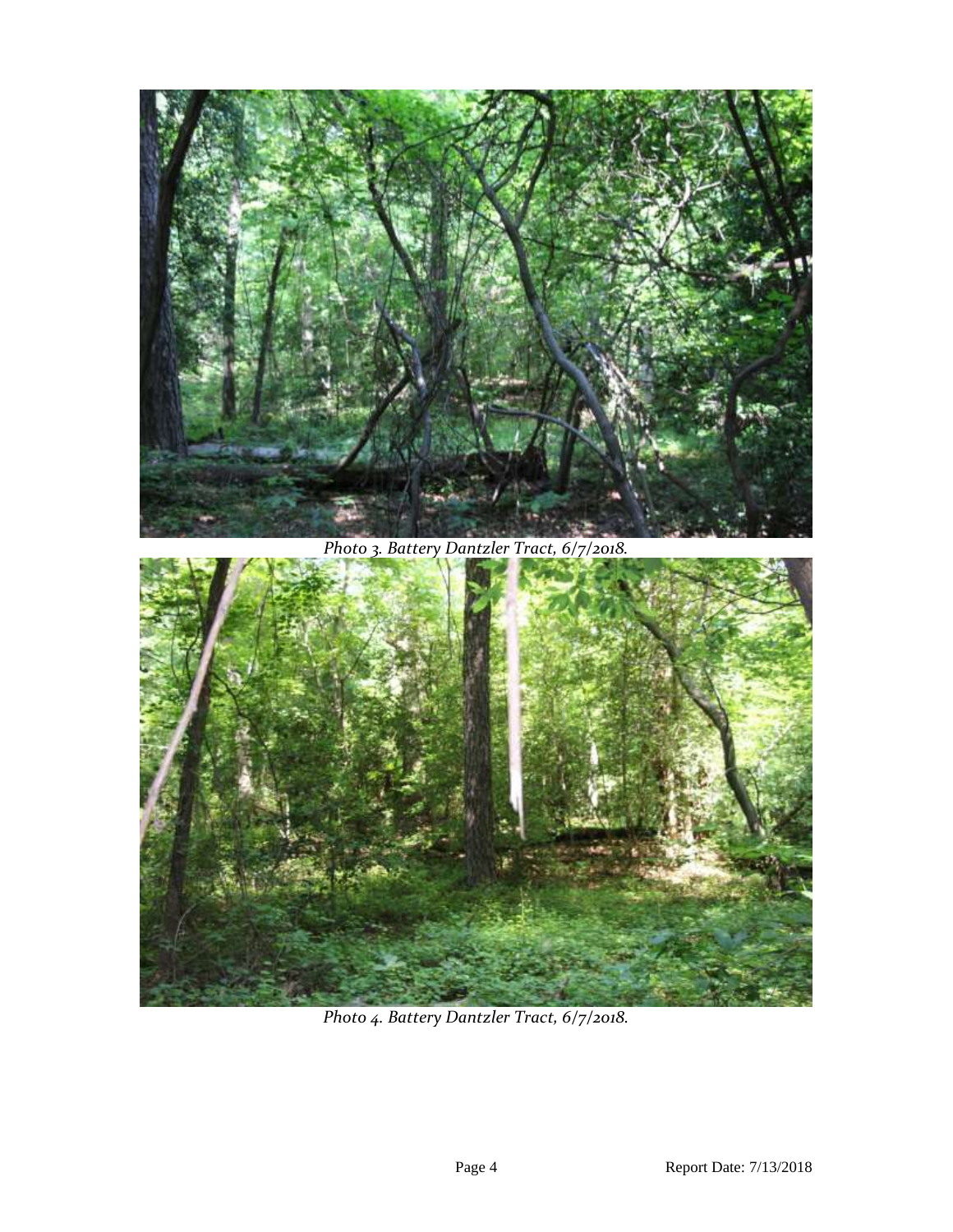*Photo 3. Battery Dantzler Tract, 6/7/2018.*

*Photo 4. Battery Dantzler Tract, 6/7/2018.*

Report Date: 7/13/2018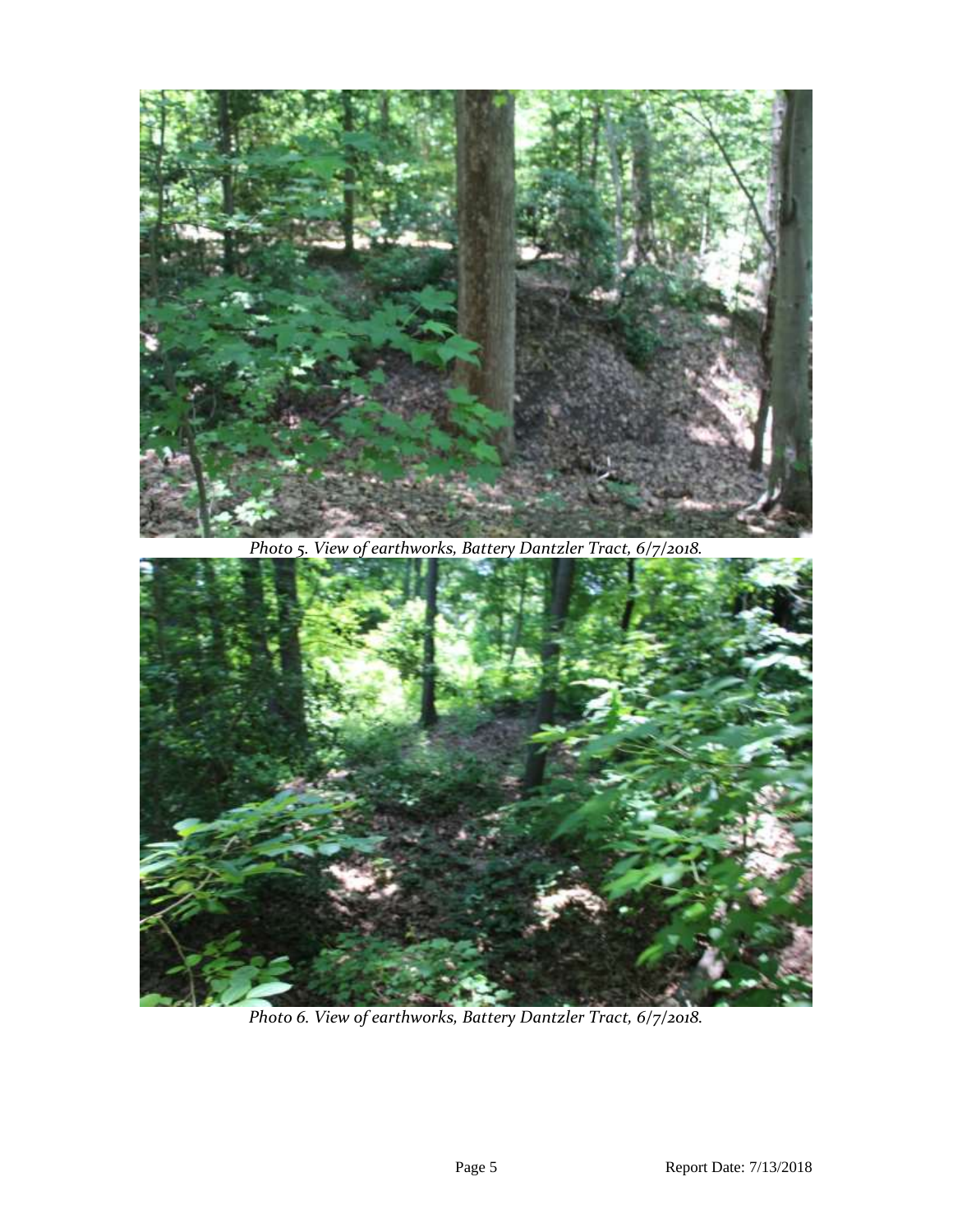*Photo 5. View of earthworks, Battery Dantzler Tract, 6/7/2018.*

*Photo 6. View of earthworks, Battery Dantzler Tract, 6/7/2018.*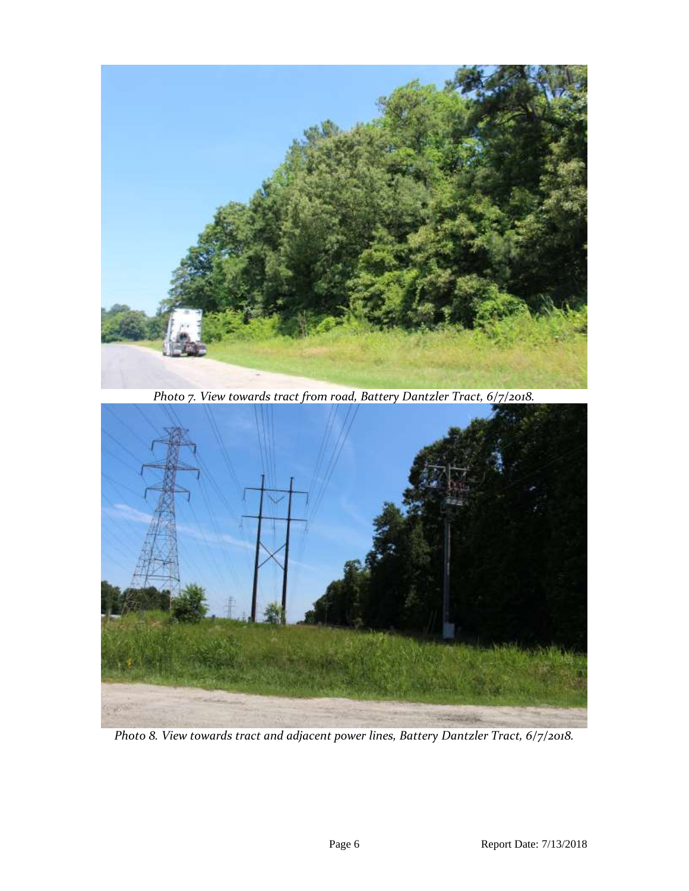*Photo 7. View towards tract from road, Battery Dantzler Tract, 6/7/2018.*

*Photo 8. View towards tract and adjacent power lines, Battery Dantzler Tract, 6/7/2018.*